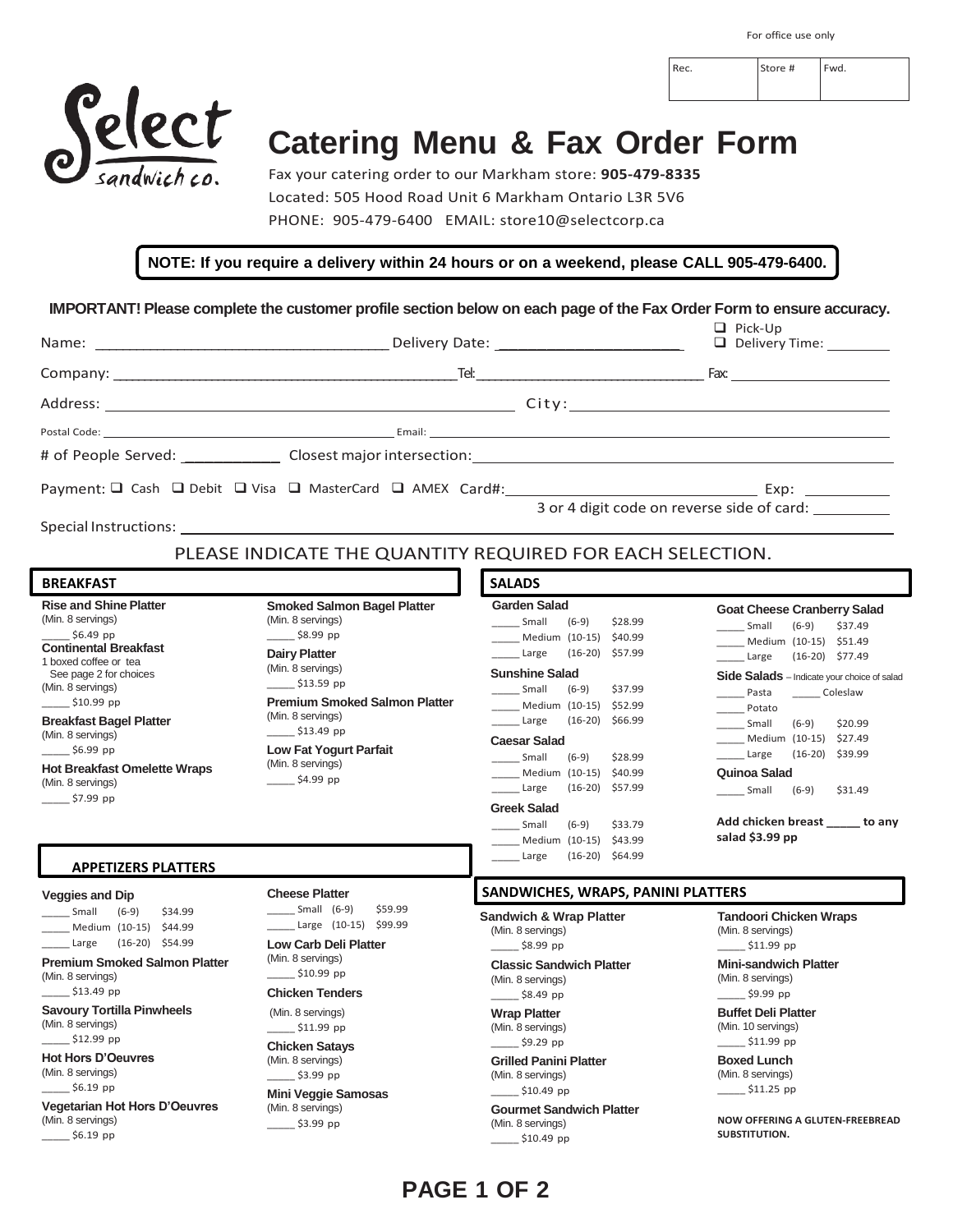For office use only

| Rec. | Store # | Fwd. |
| --- | --- | --- |
| | | |

# Catering Menu & Fax Order Form

Fax your catering order to our Markham store: **905-479-8335**

Located: 505 Hood Road Unit 6 Markham Ontario L3R 5V6

PHONE: 905-479-6400 EMAIL: store10@selectcorp.ca

**NOTE: If you require a delivery within 24 hours or on a weekend, please CALL 905-479-6400.**

**IMPORTANT! Please complete the customer profile section below on each page of the Fax Order Form to ensure accuracy.**

Name: ____________________ Delivery Date: ____________ ❑ Pick-Up ❑ Delivery Time: ________

Company: ____________________ Tel: ____________________ Fax: ____________________

Address: ____________________ City: ____________________

Postal Code: ____________________ Email: ____________________

# of People Served: ________ Closest major intersection: ____________________

Payment: ❑ Cash ❑ Debit ❑ Visa ❑ MasterCard ❑ AMEX Card#: ____________________ Exp: ________

3 or 4 digit code on reverse side of card: ________

Special Instructions: ____________________

PLEASE INDICATE THE QUANTITY REQUIRED FOR EACH SELECTION.

## BREAKFAST

**Rise and Shine Platter**
(Min. 8 servings)
_____ $6.49 pp

**Continental Breakfast**
1 boxed coffee or tea
See page 2 for choices
(Min. 8 servings)
_____ $10.99 pp

**Breakfast Bagel Platter**
(Min. 8 servings)
_____ $6.99 pp

**Hot Breakfast Omelette Wraps**
(Min. 8 servings)
_____ $7.99 pp

**Smoked Salmon Bagel Platter**
(Min. 8 servings)
_____ $8.99 pp

**Dairy Platter**
(Min. 8 servings)
_____ $13.59 pp

**Premium Smoked Salmon Platter**
(Min. 8 servings)
_____ $13.49 pp

**Low Fat Yogurt Parfait**
(Min. 8 servings)
_____ $4.99 pp

## APPETIZERS PLATTERS

**Veggies and Dip**
_____ Small (6-9) $34.99
_____ Medium (10-15) $44.99
_____ Large (16-20) $54.99

**Premium Smoked Salmon Platter**
(Min. 8 servings)
_____ $13.49 pp

**Savoury Tortilla Pinwheels**
(Min. 8 servings)
_____ $12.99 pp

**Hot Hors D'Oeuvres**
(Min. 8 servings)
_____ $6.19 pp

**Vegetarian Hot Hors D'Oeuvres**
(Min. 8 servings)
_____ $6.19 pp

**Cheese Platter**
_____ Small (6-9) $59.99
_____ Large (10-15) $99.99

**Low Carb Deli Platter**
(Min. 8 servings)
_____ $10.99 pp

**Chicken Tenders**
(Min. 8 servings)
_____ $11.99 pp

**Chicken Satays**
(Min. 8 servings)
_____ $3.99 pp

**Mini Veggie Samosas**
(Min. 8 servings)
_____ $3.99 pp

## SALADS

**Garden Salad**
_____ Small (6-9) $28.99
_____ Medium (10-15) $40.99
_____ Large (16-20) $57.99

**Sunshine Salad**
_____ Small (6-9) $37.99
_____ Medium (10-15) $52.99
_____ Large (16-20) $66.99

**Caesar Salad**
_____ Small (6-9) $28.99
_____ Medium (10-15) $40.99
_____ Large (16-20) $57.99

**Greek Salad**
_____ Small (6-9) $33.79
_____ Medium (10-15) $43.99
_____ Large (16-20) $64.99

**Goat Cheese Cranberry Salad**
_____ Small (6-9) $37.49
_____ Medium (10-15) $51.49
_____ Large (16-20) $77.49

**Side Salads** – Indicate your choice of salad
_____ Pasta _____ Coleslaw
_____ Potato
_____ Small (6-9) $20.99
_____ Medium (10-15) $27.49
_____ Large (16-20) $39.99

**Quinoa Salad**
_____ Small (6-9) $31.49

**Add chicken breast _____ to any salad $3.99 pp**

## SANDWICHES, WRAPS, PANINI PLATTERS

**Sandwich & Wrap Platter**
(Min. 8 servings)
_____ $8.99 pp

**Classic Sandwich Platter**
(Min. 8 servings)
_____ $8.49 pp

**Wrap Platter**
(Min. 8 servings)
_____ $9.29 pp

**Grilled Panini Platter**
(Min. 8 servings)
_____ $10.49 pp

**Gourmet Sandwich Platter**
(Min. 8 servings)
_____ $10.49 pp

**Tandoori Chicken Wraps**
(Min. 8 servings)
_____ $11.99 pp

**Mini-sandwich Platter**
(Min. 8 servings)
_____ $9.99 pp

**Buffet Deli Platter**
(Min. 10 servings)
_____ $11.99 pp

**Boxed Lunch**
(Min. 8 servings)
_____ $11.25 pp

**NOW OFFERING A GLUTEN-FREEBREAD SUBSTITUTION.**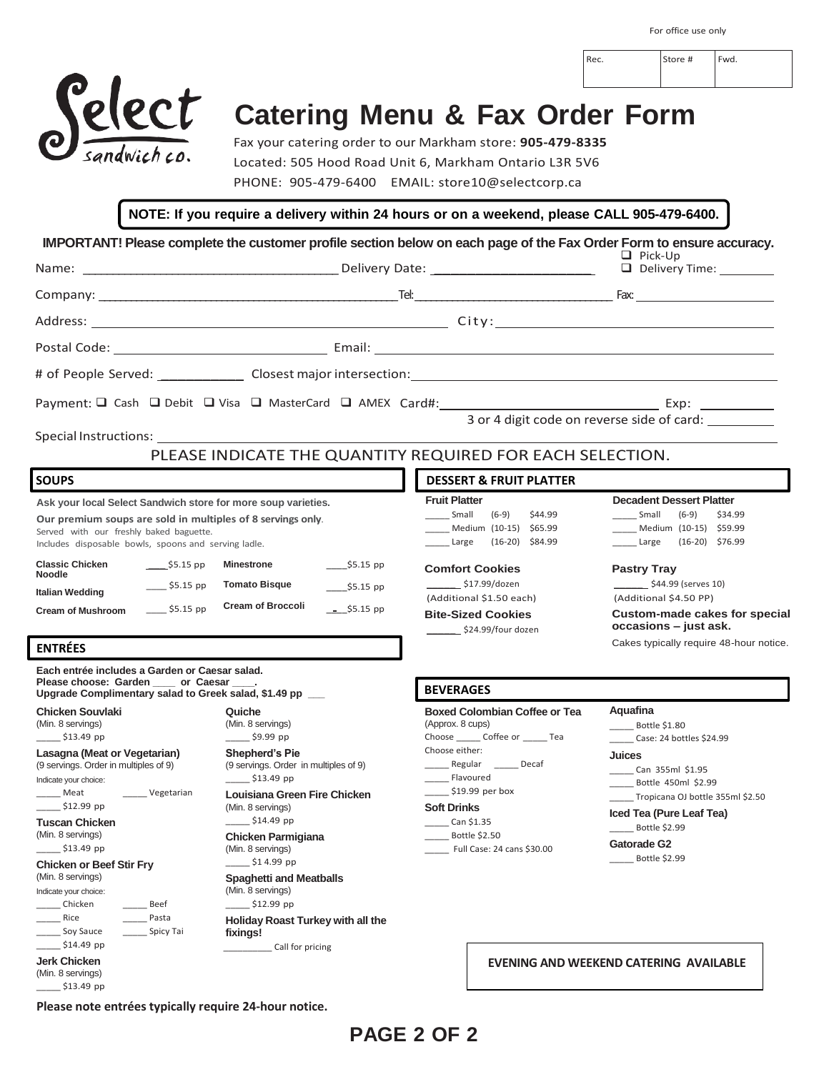For office use only

| Rec. | Store # | Fwd. |
|---|---|---|
| | | |

# Catering Menu & Fax Order Form

Fax your catering order to our Markham store: **905-479-8335**

Located: 505 Hood Road Unit 6, Markham Ontario L3R 5V6

PHONE: 905-479-6400 EMAIL: store10@selectcorp.ca

**NOTE: If you require a delivery within 24 hours or on a weekend, please CALL 905-479-6400.**

**IMPORTANT! Please complete the customer profile section below on each page of the Fax Order Form to ensure accuracy.**

Name: ______________________ Delivery Date: ______________ ❑ Pick-Up ❑ Delivery Time: ________

Company: ______________________ Tel: ______________ Fax: ______________

Address: ______________________ City: ______________

Postal Code: ______________ Email: ______________

# of People Served: __________ Closest major intersection: ______________

Payment: ❑ Cash ❑ Debit ❑ Visa ❑ MasterCard ❑ AMEX Card#: ______________ Exp: ________

3 or 4 digit code on reverse side of card: ________

Special Instructions: ______________

PLEASE INDICATE THE QUANTITY REQUIRED FOR EACH SELECTION.

## SOUPS

**Ask your local Select Sandwich store for more soup varieties.**

**Our premium soups are sold in multiples of 8 servings only**.

Served with our freshly baked baguette.

Includes disposable bowls, spoons and serving ladle.

| | | | |
|---|---|---|---|
| **Classic Chicken Noodle** | ____$5.15 pp | **Minestrone** | ____$5.15 pp |
| **Italian Wedding** | ____ $5.15 pp | **Tomato Bisque** | ____$5.15 pp |
| **Cream of Mushroom** | ____ $5.15 pp | **Cream of Broccoli** | ____$5.15 pp |

## ENTRÉES

**Each entrée includes a Garden or Caesar salad.**
**Please choose: Garden ____ or Caesar ____.**
**Upgrade Complimentary salad to Greek salad, $1.49 pp ___**

**Chicken Souvlaki**
(Min. 8 servings)
_____ $13.49 pp

**Lasagna (Meat or Vegetarian)**
(9 servings. Order in multiples of 9)
Indicate your choice:
_____ Meat _____ Vegetarian
_____ $12.99 pp

**Tuscan Chicken**
(Min. 8 servings)
_____ $13.49 pp

**Chicken or Beef Stir Fry**
(Min. 8 servings)
Indicate your choice:
_____ Chicken _____ Beef
_____ Rice _____ Pasta
_____ Soy Sauce _____ Spicy Tai
_____ $14.49 pp

**Jerk Chicken**
(Min. 8 servings)
_____ $13.49 pp

**Quiche**
(Min. 8 servings)
_____ $9.99 pp

**Shepherd's Pie**
(9 servings. Order in multiples of 9)
_____ $13.49 pp

**Louisiana Green Fire Chicken**
(Min. 8 servings)
_____ $14.49 pp

**Chicken Parmigiana**
(Min. 8 servings)
_____ $14.99 pp

**Spaghetti and Meatballs**
(Min. 8 servings)
_____ $12.99 pp

**Holiday Roast Turkey with all the fixings!**
_________ Call for pricing

**Please note entrées typically require 24-hour notice.**

## DESSERT & FRUIT PLATTER

**Fruit Platter**
_____ Small (6-9) $44.99
_____ Medium (10-15) $65.99
_____ Large (16-20) $84.99

**Decadent Dessert Platter**
_____ Small (6-9) $34.99
_____ Medium (10-15) $59.99
_____ Large (16-20) $76.99

**Comfort Cookies**
_____ $17.99/dozen
(Additional $1.50 each)

**Bite-Sized Cookies**
_____ $24.99/four dozen

**Pastry Tray**
_____ $44.99 (serves 10)
(Additional $4.50 PP)

**Custom-made cakes for special occasions – just ask.**

Cakes typically require 48-hour notice.

## BEVERAGES

**Boxed Colombian Coffee or Tea**
(Approx. 8 cups)
Choose _____ Coffee or _____ Tea
Choose either:
_____ Regular _____ Decaf
_____ Flavoured
_____ $19.99 per box

**Soft Drinks**
_____ Can $1.35
_____ Bottle $2.50
_____ Full Case: 24 cans $30.00

**Aquafina**
_____ Bottle $1.80
_____ Case: 24 bottles $24.99

**Juices**
_____ Can 355ml $1.95
_____ Bottle 450ml $2.99
_____ Tropicana OJ bottle 355ml $2.50

**Iced Tea (Pure Leaf Tea)**
_____ Bottle $2.99

**Gatorade G2**
_____ Bottle $2.99

**EVENING AND WEEKEND CATERING AVAILABLE**